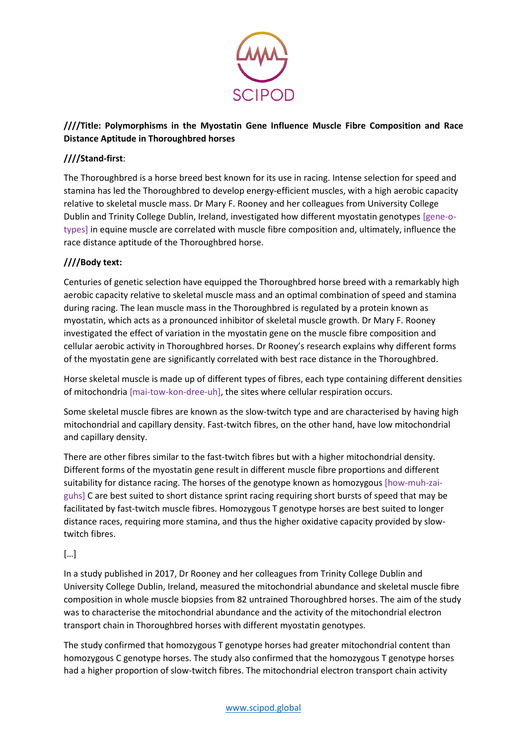**////Title: Polymorphisms in the Myostatin Gene Influence Muscle Fibre Composition and Race Distance Aptitude in Thoroughbred horses**

**////Stand-first**:

The Thoroughbred is a horse breed best known for its use in racing. Intense selection for speed and stamina has led the Thoroughbred to develop energy-efficient muscles, with a high aerobic capacity relative to skeletal muscle mass. Dr Mary F. Rooney and her colleagues from University College Dublin and Trinity College Dublin, Ireland, investigated how different myostatin genotypes [gene-o-types] in equine muscle are correlated with muscle fibre composition and, ultimately, influence the race distance aptitude of the Thoroughbred horse.

**////Body text:**

Centuries of genetic selection have equipped the Thoroughbred horse breed with a remarkably high aerobic capacity relative to skeletal muscle mass and an optimal combination of speed and stamina during racing. The lean muscle mass in the Thoroughbred is regulated by a protein known as myostatin, which acts as a pronounced inhibitor of skeletal muscle growth. Dr Mary F. Rooney investigated the effect of variation in the myostatin gene on the muscle fibre composition and cellular aerobic activity in Thoroughbred horses. Dr Rooney's research explains why different forms of the myostatin gene are significantly correlated with best race distance in the Thoroughbred.

Horse skeletal muscle is made up of different types of fibres, each type containing different densities of mitochondria [mai-tow-kon-dree-uh], the sites where cellular respiration occurs.

Some skeletal muscle fibres are known as the slow-twitch type and are characterised by having high mitochondrial and capillary density. Fast-twitch fibres, on the other hand, have low mitochondrial and capillary density.

There are other fibres similar to the fast-twitch fibres but with a higher mitochondrial density. Different forms of the myostatin gene result in different muscle fibre proportions and different suitability for distance racing. The horses of the genotype known as homozygous [how-muh-zai-guhs] C are best suited to short distance sprint racing requiring short bursts of speed that may be facilitated by fast-twitch muscle fibres. Homozygous T genotype horses are best suited to longer distance races, requiring more stamina, and thus the higher oxidative capacity provided by slow-twitch fibres.

[…]

In a study published in 2017, Dr Rooney and her colleagues from Trinity College Dublin and University College Dublin, Ireland, measured the mitochondrial abundance and skeletal muscle fibre composition in whole muscle biopsies from 82 untrained Thoroughbred horses. The aim of the study was to characterise the mitochondrial abundance and the activity of the mitochondrial electron transport chain in Thoroughbred horses with different myostatin genotypes.

The study confirmed that homozygous T genotype horses had greater mitochondrial content than homozygous C genotype horses. The study also confirmed that the homozygous T genotype horses had a higher proportion of slow-twitch fibres. The mitochondrial electron transport chain activity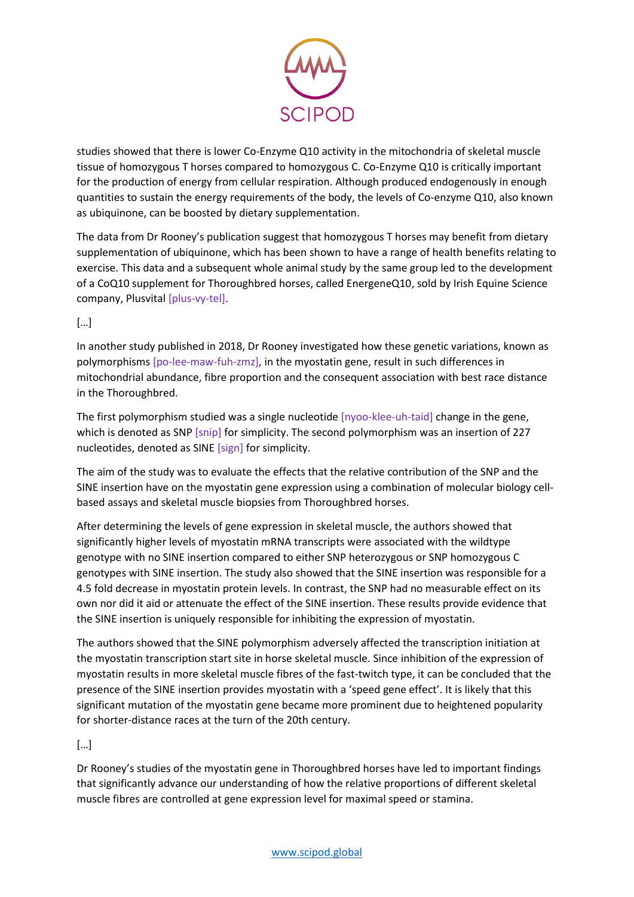studies showed that there is lower Co-Enzyme Q10 activity in the mitochondria of skeletal muscle tissue of homozygous T horses compared to homozygous C. Co-Enzyme Q10 is critically important for the production of energy from cellular respiration. Although produced endogenously in enough quantities to sustain the energy requirements of the body, the levels of Co-enzyme Q10, also known as ubiquinone, can be boosted by dietary supplementation.

The data from Dr Rooney's publication suggest that homozygous T horses may benefit from dietary supplementation of ubiquinone, which has been shown to have a range of health benefits relating to exercise. This data and a subsequent whole animal study by the same group led to the development of a CoQ10 supplement for Thoroughbred horses, called EnergeneQ10, sold by Irish Equine Science company, Plusvital [plus-vy-tel].

[…]

In another study published in 2018, Dr Rooney investigated how these genetic variations, known as polymorphisms [po-lee-maw-fuh-zmz], in the myostatin gene, result in such differences in mitochondrial abundance, fibre proportion and the consequent association with best race distance in the Thoroughbred.

The first polymorphism studied was a single nucleotide [nyoo-klee-uh-taid] change in the gene, which is denoted as SNP [snip] for simplicity. The second polymorphism was an insertion of 227 nucleotides, denoted as SINE [sign] for simplicity.

The aim of the study was to evaluate the effects that the relative contribution of the SNP and the SINE insertion have on the myostatin gene expression using a combination of molecular biology cell-based assays and skeletal muscle biopsies from Thoroughbred horses.

After determining the levels of gene expression in skeletal muscle, the authors showed that significantly higher levels of myostatin mRNA transcripts were associated with the wildtype genotype with no SINE insertion compared to either SNP heterozygous or SNP homozygous C genotypes with SINE insertion. The study also showed that the SINE insertion was responsible for a 4.5 fold decrease in myostatin protein levels. In contrast, the SNP had no measurable effect on its own nor did it aid or attenuate the effect of the SINE insertion. These results provide evidence that the SINE insertion is uniquely responsible for inhibiting the expression of myostatin.

The authors showed that the SINE polymorphism adversely affected the transcription initiation at the myostatin transcription start site in horse skeletal muscle. Since inhibition of the expression of myostatin results in more skeletal muscle fibres of the fast-twitch type, it can be concluded that the presence of the SINE insertion provides myostatin with a 'speed gene effect'. It is likely that this significant mutation of the myostatin gene became more prominent due to heightened popularity for shorter-distance races at the turn of the 20th century.

[…]

Dr Rooney's studies of the myostatin gene in Thoroughbred horses have led to important findings that significantly advance our understanding of how the relative proportions of different skeletal muscle fibres are controlled at gene expression level for maximal speed or stamina.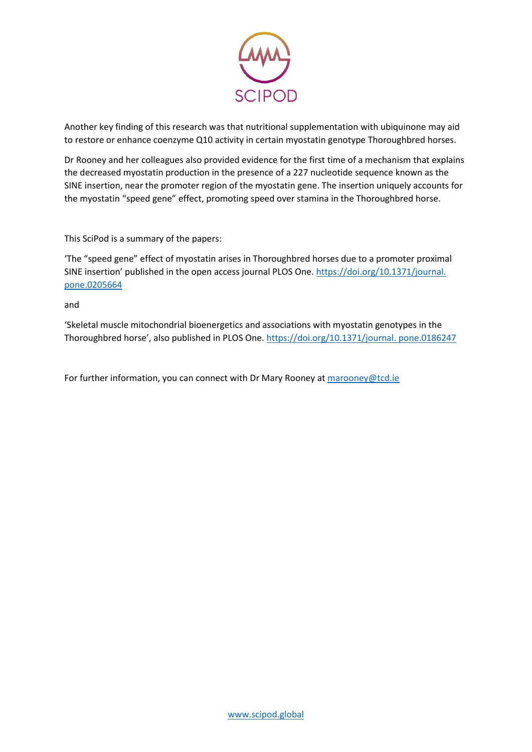Another key finding of this research was that nutritional supplementation with ubiquinone may aid to restore or enhance coenzyme Q10 activity in certain myostatin genotype Thoroughbred horses.

Dr Rooney and her colleagues also provided evidence for the first time of a mechanism that explains the decreased myostatin production in the presence of a 227 nucleotide sequence known as the SINE insertion, near the promoter region of the myostatin gene. The insertion uniquely accounts for the myostatin "speed gene" effect, promoting speed over stamina in the Thoroughbred horse.

This SciPod is a summary of the papers:

'The "speed gene" effect of myostatin arises in Thoroughbred horses due to a promoter proximal SINE insertion' published in the open access journal PLOS One. https://doi.org/10.1371/journal.pone.0205664

and

'Skeletal muscle mitochondrial bioenergetics and associations with myostatin genotypes in the Thoroughbred horse', also published in PLOS One. https://doi.org/10.1371/journal.pone.0186247

For further information, you can connect with Dr Mary Rooney at marooney@tcd.ie